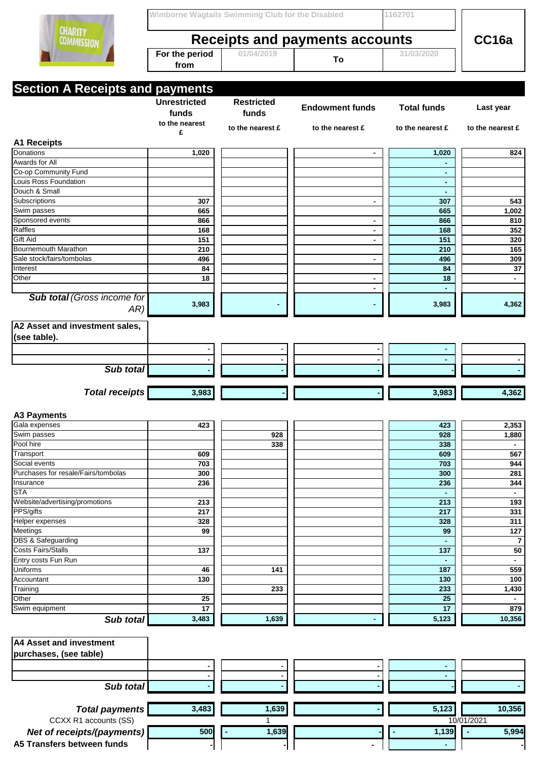Wimborne Wagtails Swimming Club for the Disabled | 1162701

# Receipts and payments accounts

**CC16a**

| For the period from | 01/04/2019 | To | 31/03/2020 |
|---|---|---|---|

## Section A Receipts and payments

| | Unrestricted funds | Restricted funds | Endowment funds | Total funds | Last year |
|---|---|---|---|---|---|
| | to the nearest £ | to the nearest £ | to the nearest £ | to the nearest £ | to the nearest £ |
| **A1 Receipts** | | | | | |
| Donations | 1,020 | | - | 1,020 | 824 |
| Awards for All | | | | - | |
| Co-op Community Fund | | | | - | |
| Louis Ross Foundation | | | | - | |
| Douch & Small | | | | - | |
| Subscriptions | 307 | | - | 307 | 543 |
| Swim passes | 665 | | | 665 | 1,002 |
| Sponsored events | 866 | | - | 866 | 810 |
| Raffles | 168 | | - | 168 | 352 |
| Gift Aid | 151 | | - | 151 | 320 |
| Bournemouth Marathon | 210 | | | 210 | 165 |
| Sale stock/fairs/tombolas | 496 | | - | 496 | 309 |
| Interest | 84 | | | 84 | 37 |
| Other | 18 | | - | 18 | - |
| | | | - | - | |
| ***Sub total** (Gross income for AR)* | 3,983 | - | - | 3,983 | 4,362 |
| **A2 Asset and investment sales, (see table).** | | | | | |
| | - | - | - | - | |
| | - | - | - | - | - |
| ***Sub total*** | - | - | - | - | - |
| ***Total receipts*** | 3,983 | - | - | 3,983 | 4,362 |
| **A3 Payments** | | | | | |
| Gala expenses | 423 | | | 423 | 2,353 |
| Swim passes | | 928 | | 928 | 1,880 |
| Pool hire | | 338 | | 338 | - |
| Transport | 609 | | | 609 | 567 |
| Social events | 703 | | | 703 | 944 |
| Purchases for resale/Fairs/tombolas | 300 | | | 300 | 281 |
| Insurance | 236 | | | 236 | 344 |
| STA | | | | - | - |
| Website/advertising/promotions | 213 | | | 213 | 193 |
| PPS/gifts | 217 | | | 217 | 331 |
| Helper expenses | 328 | | | 328 | 311 |
| Meetings | 99 | | | 99 | 127 |
| DBS & Safeguarding | | | | - | 7 |
| Costs Fairs/Stalls | 137 | | | 137 | 50 |
| Entry costs Fun Run | | | | - | - |
| Uniforms | 46 | 141 | | 187 | 559 |
| Accountant | 130 | | | 130 | 100 |
| Training | | 233 | | 233 | 1,430 |
| Other | 25 | | | 25 | - |
| Swim equipment | 17 | | | 17 | 879 |
| ***Sub total*** | 3,483 | 1,639 | - | 5,123 | 10,356 |
| **A4 Asset and investment purchases, (see table)** | | | | | |
| | - | - | - | - | |
| | - | - | - | - | |
| ***Sub total*** | - | - | - | - | - |
| ***Total payments*** | 3,483 | 1,639 | - | 5,123 | 10,356 |
| CCXX R1 accounts (SS) | | 1 | | | 10/01/2021 |
| ***Net of receipts/(payments)*** | 500 | - 1,639 | - | - 1,139 | - 5,994 |
| **A5 Transfers between funds** | - | - | - | - | - |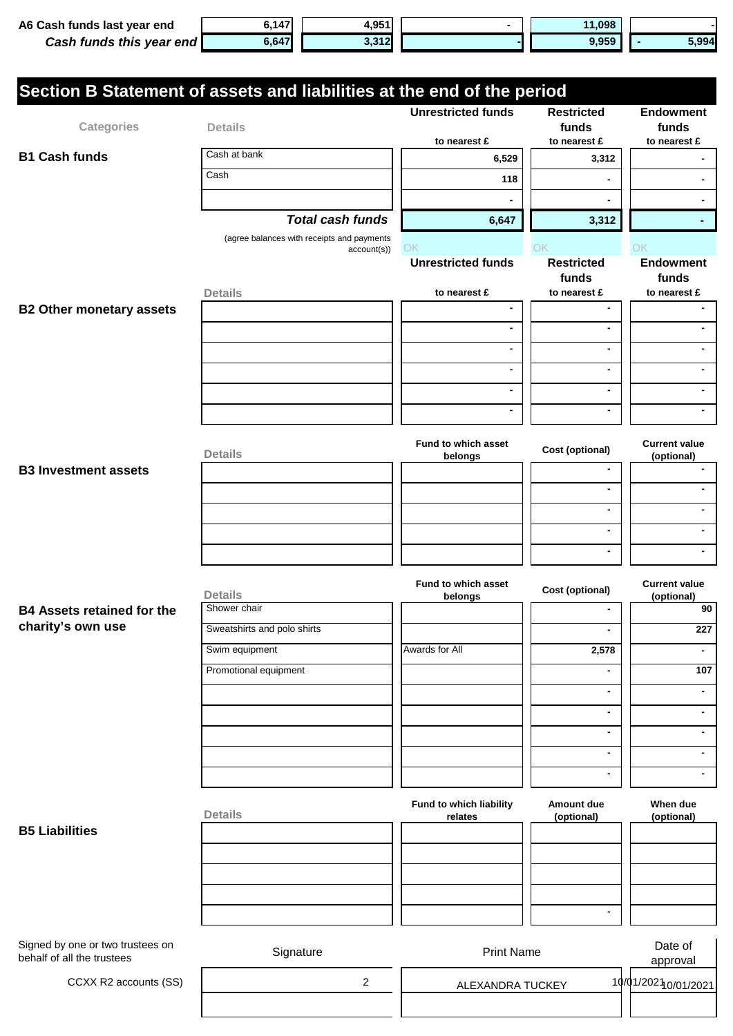| | | | | | |
|---|---|---|---|---|---|
| A6 Cash funds last year end | 6,147 | 4,951 | - | 11,098 | - |
| *Cash funds this year end* | 6,647 | 3,312 | - | 9,959 | - 5,994 |

## Section B Statement of assets and liabilities at the end of the period

| Categories | Details | Unrestricted funds to nearest £ | Restricted funds to nearest £ | Endowment funds to nearest £ |
|---|---|---|---|---|
| **B1 Cash funds** | Cash at bank | 6,529 | 3,312 | - |
| | Cash | 118 | - | - |
| | | - | - | - |
| | ***Total cash funds*** | 6,647 | 3,312 | - |
| | (agree balances with receipts and payments account(s)) | OK | OK | OK |

| | Details | Unrestricted funds to nearest £ | Restricted funds to nearest £ | Endowment funds to nearest £ |
|---|---|---|---|---|
| **B2 Other monetary assets** | | - | - | - |
| | | - | - | - |
| | | - | - | - |
| | | - | - | - |
| | | - | - | - |
| | | - | - | - |

| | Details | Fund to which asset belongs | Cost (optional) | Current value (optional) |
|---|---|---|---|---|
| **B3 Investment assets** | | | - | - |
| | | | - | - |
| | | | - | - |
| | | | - | - |
| | | | - | - |

| | Details | Fund to which asset belongs | Cost (optional) | Current value (optional) |
|---|---|---|---|---|
| **B4 Assets retained for the charity's own use** | Shower chair | | - | 90 |
| | Sweatshirts and polo shirts | | - | 227 |
| | Swim equipment | Awards for All | 2,578 | - |
| | Promotional equipment | | - | 107 |
| | | | - | - |
| | | | - | - |
| | | | - | - |
| | | | - | - |
| | | | - | - |

| | Details | Fund to which liability relates | Amount due (optional) | When due (optional) |
|---|---|---|---|---|
| **B5 Liabilities** | | | | |
| | | | | |
| | | | | |
| | | | | |
| | | | - | |

| Signed by one or two trustees on behalf of all the trustees | Signature | Print Name | Date of approval |
|---|---|---|---|
| CCXX R2 accounts (SS) | 2 | ALEXANDRA TUCKEY | 10/01/2021 10/01/2021 |
| | | | |